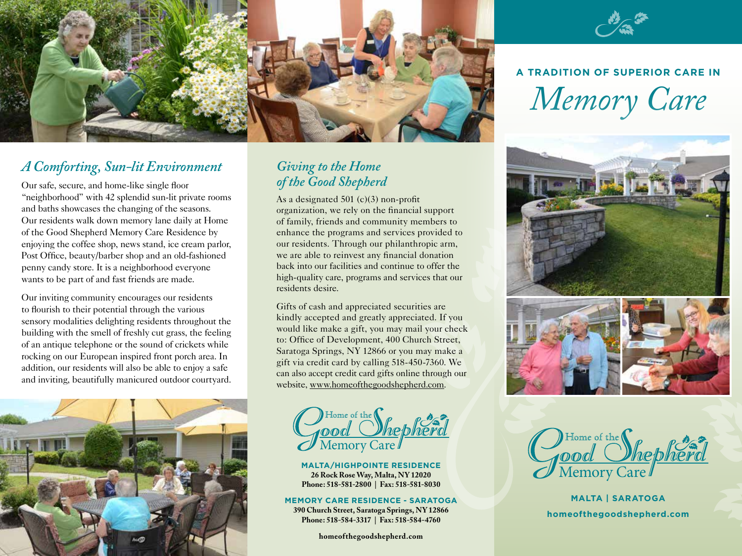## A Comforting, Sun-lit Environment

Our safe, secure, and home-like single floor "neighborhood" with 42 splendid sun-lit private rooms and baths showcases the changing of the seasons. Our residents walk down memory lane daily at Home of the Good Shepherd Memory Care Residence by enjoying the coffee shop, news stand, ice cream parlor, Post Office, beauty/barber shop and an old-fashioned penny candy store. It is a neighborhood everyone wants to be part of and fast friends are made.

Our inviting community encourages our residents to flourish to their potential through the various sensory modalities delighting residents throughout the building with the smell of freshly cut grass, the feeling of an antique telephone or the sound of crickets while rocking on our European inspired front porch area. In addition, our residents will also be able to enjoy a safe and inviting, beautifully manicured outdoor courtyard.

## Giving to the Home of the Good Shepherd

As a designated 501 (c)(3) non-profit organization, we rely on the financial support of family, friends and community members to enhance the programs and services provided to our residents. Through our philanthropic arm, we are able to reinvest any financial donation back into our facilities and continue to offer the high-quality care, programs and services that our residents desire.

Gifts of cash and appreciated securities are kindly accepted and greatly appreciated. If you would like make a gift, you may mail your check to: Office of Development, 400 Church Street, Saratoga Springs, NY 12866 or you may make a gift via credit card by calling 518-450-7360. We can also accept credit card gifts online through our website, www.homeofthegoodshepherd.com.

Home of the Good Shepherd Memory Care

**MALTA/HIGHPOINTE RESIDENCE**
**26 Rock Rose Way, Malta, NY 12020**
**Phone: 518-581-2800 | Fax: 518-581-8030**

**MEMORY CARE RESIDENCE - SARATOGA**
**390 Church Street, Saratoga Springs, NY 12866**
**Phone: 518-584-3317 | Fax: 518-584-4760**

**homeofthegoodshepherd.com**

**A TRADITION OF SUPERIOR CARE IN**

# *Memory Care*

Home of the Good Shepherd Memory Care

**MALTA | SARATOGA**

**homeofthegoodshepherd.com**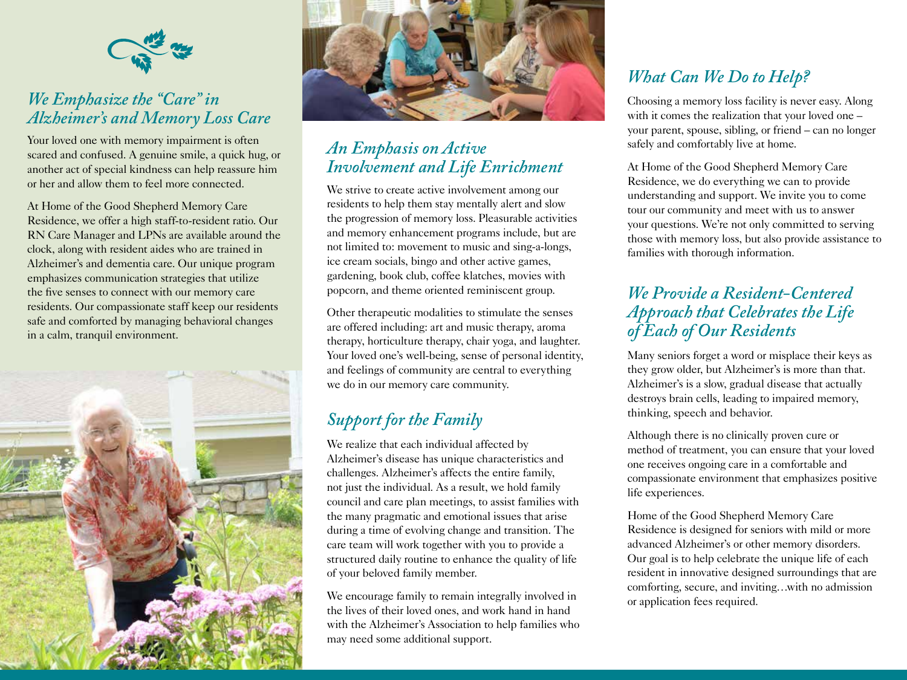## *We Emphasize the "Care" in Alzheimer's and Memory Loss Care*

Your loved one with memory impairment is often scared and confused. A genuine smile, a quick hug, or another act of special kindness can help reassure him or her and allow them to feel more connected.

At Home of the Good Shepherd Memory Care Residence, we offer a high staff-to-resident ratio. Our RN Care Manager and LPNs are available around the clock, along with resident aides who are trained in Alzheimer's and dementia care. Our unique program emphasizes communication strategies that utilize the five senses to connect with our memory care residents. Our compassionate staff keep our residents safe and comforted by managing behavioral changes in a calm, tranquil environment.

## *An Emphasis on Active Involvement and Life Enrichment*

We strive to create active involvement among our residents to help them stay mentally alert and slow the progression of memory loss. Pleasurable activities and memory enhancement programs include, but are not limited to: movement to music and sing-a-longs, ice cream socials, bingo and other active games, gardening, book club, coffee klatches, movies with popcorn, and theme oriented reminiscent group.

Other therapeutic modalities to stimulate the senses are offered including: art and music therapy, aroma therapy, horticulture therapy, chair yoga, and laughter. Your loved one's well-being, sense of personal identity, and feelings of community are central to everything we do in our memory care community.

## *Support for the Family*

We realize that each individual affected by Alzheimer's disease has unique characteristics and challenges. Alzheimer's affects the entire family, not just the individual. As a result, we hold family council and care plan meetings, to assist families with the many pragmatic and emotional issues that arise during a time of evolving change and transition. The care team will work together with you to provide a structured daily routine to enhance the quality of life of your beloved family member.

We encourage family to remain integrally involved in the lives of their loved ones, and work hand in hand with the Alzheimer's Association to help families who may need some additional support.

## *What Can We Do to Help?*

Choosing a memory loss facility is never easy. Along with it comes the realization that your loved one – your parent, spouse, sibling, or friend – can no longer safely and comfortably live at home.

At Home of the Good Shepherd Memory Care Residence, we do everything we can to provide understanding and support. We invite you to come tour our community and meet with us to answer your questions. We're not only committed to serving those with memory loss, but also provide assistance to families with thorough information.

## *We Provide a Resident-Centered Approach that Celebrates the Life of Each of Our Residents*

Many seniors forget a word or misplace their keys as they grow older, but Alzheimer's is more than that. Alzheimer's is a slow, gradual disease that actually destroys brain cells, leading to impaired memory, thinking, speech and behavior.

Although there is no clinically proven cure or method of treatment, you can ensure that your loved one receives ongoing care in a comfortable and compassionate environment that emphasizes positive life experiences.

Home of the Good Shepherd Memory Care Residence is designed for seniors with mild or more advanced Alzheimer's or other memory disorders. Our goal is to help celebrate the unique life of each resident in innovative designed surroundings that are comforting, secure, and inviting…with no admission or application fees required.